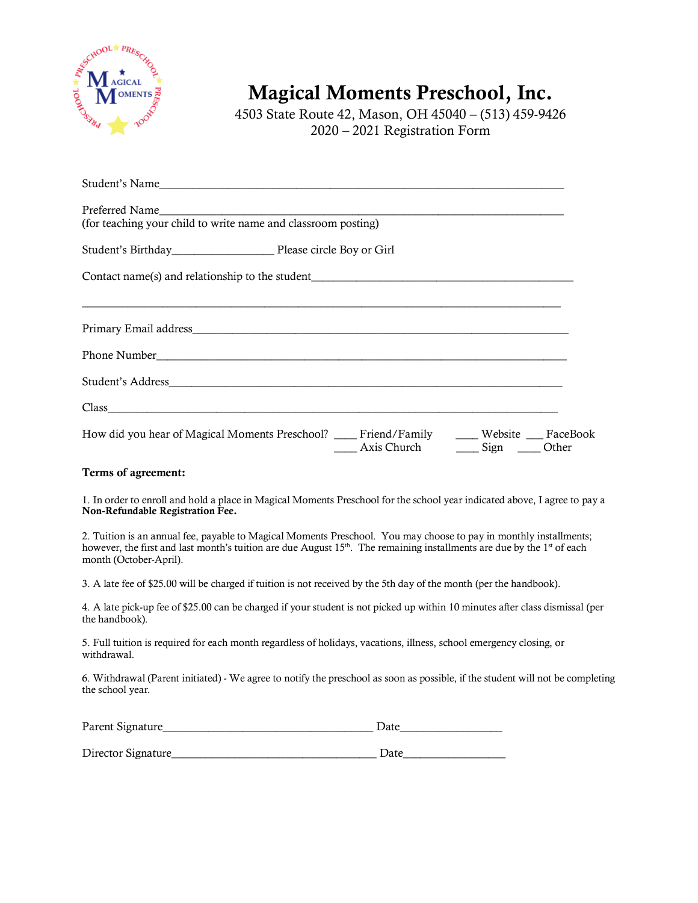# Magical Moments Preschool, Inc.

4503 State Route 42, Mason, OH 45040 – (513) 459-9426

2020 – 2021 Registration Form

Student's Name_______________________________________________________________

Preferred Name_______________________________________________________________
(for teaching your child to write name and classroom posting)

Student's Birthday_________________ Please circle Boy or Girl

Contact name(s) and relationship to the student_____________________________________

_____________________________________________________________________________

Primary Email address_________________________________________________________

Phone Number_________________________________________________________________

Student's Address______________________________________________________________

Class_________________________________________________________________________

How did you hear of Magical Moments Preschool? ____ Friend/Family ____ Website ___ FaceBook ____ Axis Church ____ Sign ____ Other

**Terms of agreement:**

1. In order to enroll and hold a place in Magical Moments Preschool for the school year indicated above, I agree to pay a **Non-Refundable Registration Fee.**

2. Tuition is an annual fee, payable to Magical Moments Preschool. You may choose to pay in monthly installments; however, the first and last month's tuition are due August 15th. The remaining installments are due by the 1st of each month (October-April).

3. A late fee of $25.00 will be charged if tuition is not received by the 5th day of the month (per the handbook).

4. A late pick-up fee of $25.00 can be charged if your student is not picked up within 10 minutes after class dismissal (per the handbook).

5. Full tuition is required for each month regardless of holidays, vacations, illness, school emergency closing, or withdrawal.

6. Withdrawal (Parent initiated) - We agree to notify the preschool as soon as possible, if the student will not be completing the school year.

Parent Signature_________________________________ Date_________________

Director Signature_______________________________ Date_________________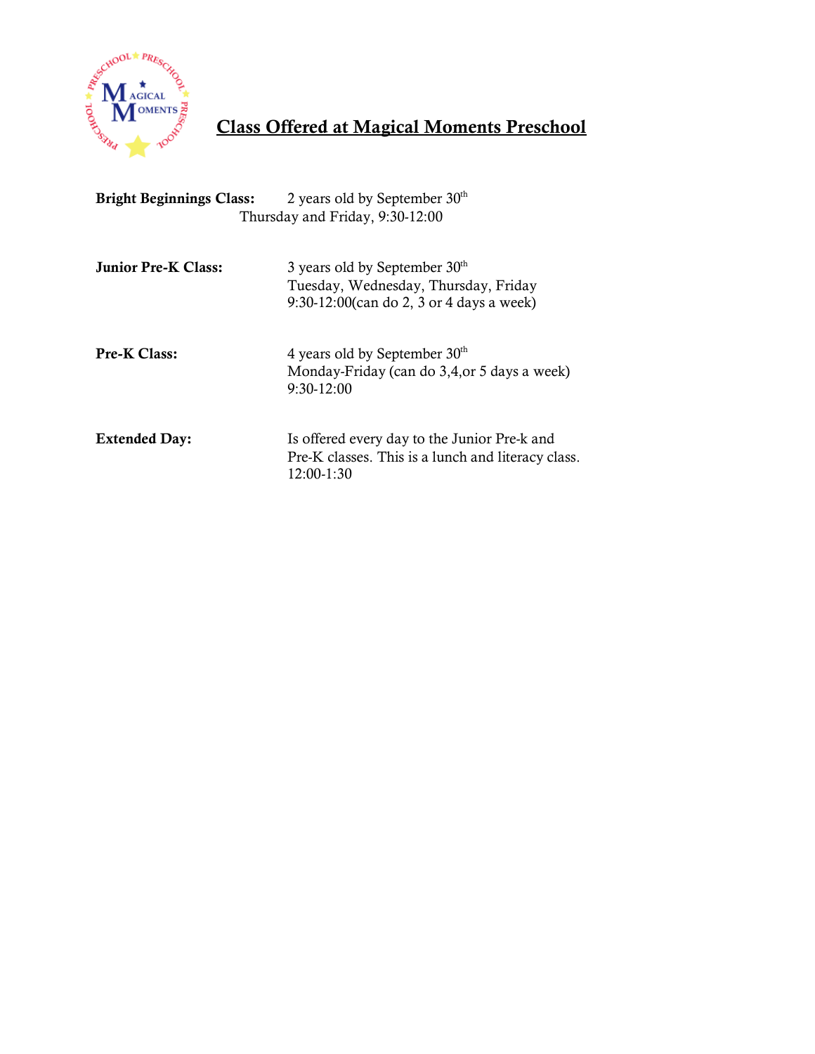# Class Offered at Magical Moments Preschool

**Bright Beginnings Class:** 2 years old by September 30th
Thursday and Friday, 9:30-12:00

**Junior Pre-K Class:** 3 years old by September 30th
Tuesday, Wednesday, Thursday, Friday
9:30-12:00(can do 2, 3 or 4 days a week)

**Pre-K Class:** 4 years old by September 30th
Monday-Friday (can do 3,4,or 5 days a week)
9:30-12:00

**Extended Day:** Is offered every day to the Junior Pre-k and Pre-K classes. This is a lunch and literacy class.
12:00-1:30